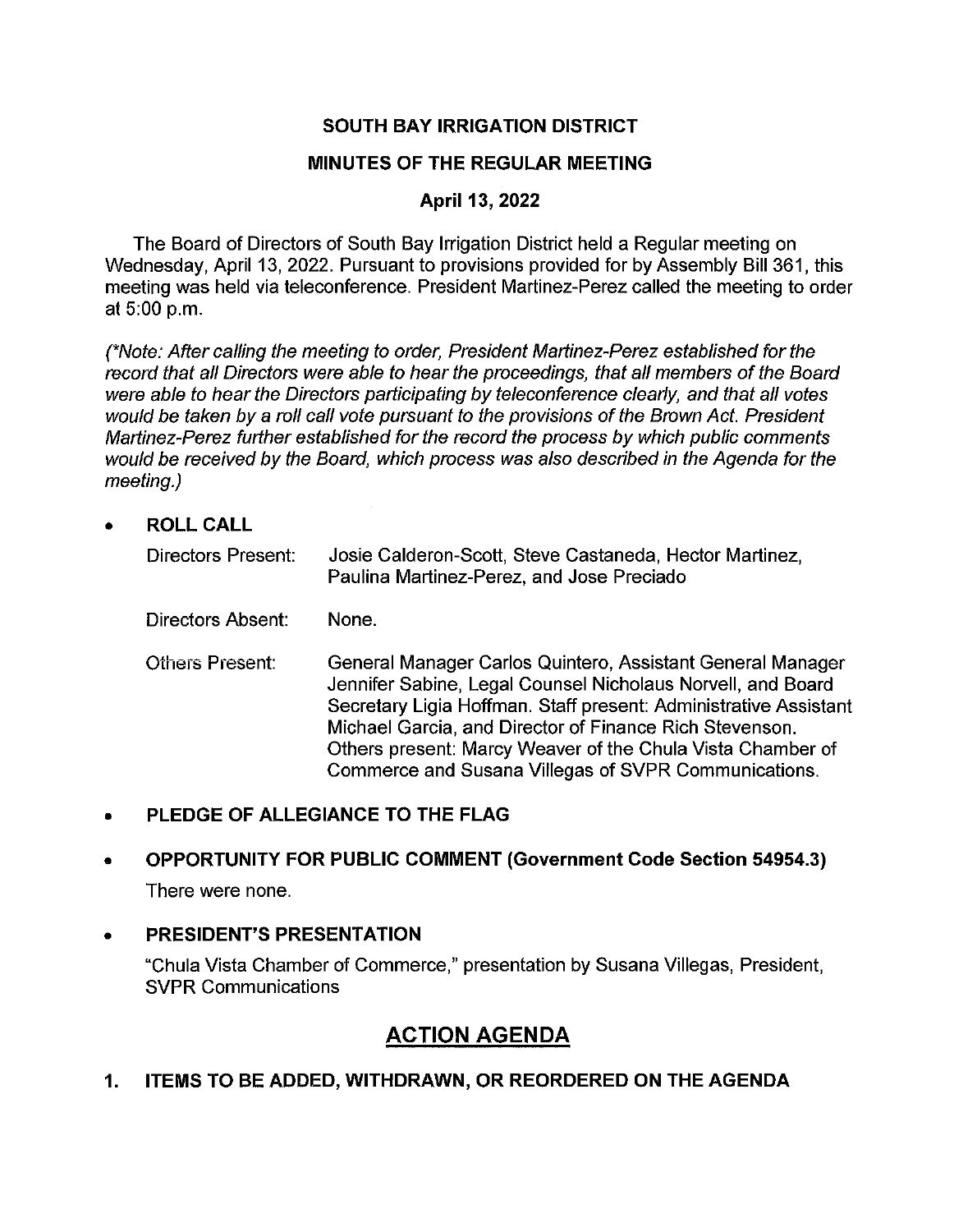# SOUTH BAY IRRIGATION DISTRICT

## MINUTES OF THE REGULAR MEETING

### April 13, 2022

The Board of Directors of South Bay Irrigation District held a Regular meeting on Wednesday, April 13, 2022. Pursuant to provisions provided for by Assembly Bill 361, this meeting was held via teleconference. President Martinez-Perez called the meeting to order at 5:00 p.m.

*(\*Note: After calling the meeting to order, President Martinez-Perez established for the record that all Directors were able to hear the proceedings, that all members of the Board were able to hear the Directors participating by teleconference clearly, and that all votes would be taken by a roll call vote pursuant to the provisions of the Brown Act. President Martinez-Perez further established for the record the process by which public comments would be received by the Board, which process was also described in the Agenda for the meeting.)*

- **ROLL CALL**

  Directors Present: Josie Calderon-Scott, Steve Castaneda, Hector Martinez, Paulina Martinez-Perez, and Jose Preciado

  Directors Absent: None.

  Others Present: General Manager Carlos Quintero, Assistant General Manager Jennifer Sabine, Legal Counsel Nicholaus Norvell, and Board Secretary Ligia Hoffman. Staff present: Administrative Assistant Michael Garcia, and Director of Finance Rich Stevenson. Others present: Marcy Weaver of the Chula Vista Chamber of Commerce and Susana Villegas of SVPR Communications.

- **PLEDGE OF ALLEGIANCE TO THE FLAG**

- **OPPORTUNITY FOR PUBLIC COMMENT (Government Code Section 54954.3)**

  There were none.

- **PRESIDENT'S PRESENTATION**

  "Chula Vista Chamber of Commerce," presentation by Susana Villegas, President, SVPR Communications

## ACTION AGENDA

**1. ITEMS TO BE ADDED, WITHDRAWN, OR REORDERED ON THE AGENDA**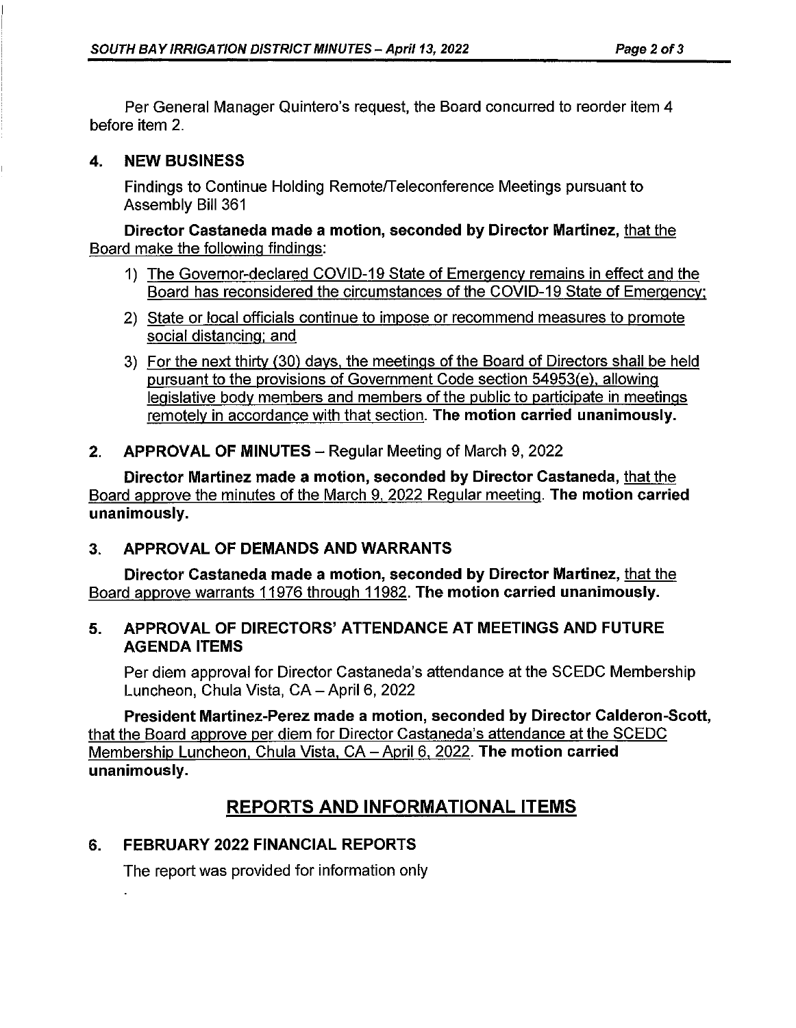Per General Manager Quintero's request, the Board concurred to reorder item 4 before item 2.

## 4. NEW BUSINESS

Findings to Continue Holding Remote/Teleconference Meetings pursuant to Assembly Bill 361

**Director Castaneda made a motion, seconded by Director Martinez,** that the Board make the following findings:

1) The Governor-declared COVID-19 State of Emergency remains in effect and the Board has reconsidered the circumstances of the COVID-19 State of Emergency;
2) State or local officials continue to impose or recommend measures to promote social distancing; and
3) For the next thirty (30) days, the meetings of the Board of Directors shall be held pursuant to the provisions of Government Code section 54953(e), allowing legislative body members and members of the public to participate in meetings remotely in accordance with that section. **The motion carried unanimously.**

## 2. APPROVAL OF MINUTES – Regular Meeting of March 9, 2022

**Director Martinez made a motion, seconded by Director Castaneda,** that the Board approve the minutes of the March 9, 2022 Regular meeting. **The motion carried unanimously.**

## 3. APPROVAL OF DEMANDS AND WARRANTS

**Director Castaneda made a motion, seconded by Director Martinez,** that the Board approve warrants 11976 through 11982. **The motion carried unanimously.**

## 5. APPROVAL OF DIRECTORS' ATTENDANCE AT MEETINGS AND FUTURE AGENDA ITEMS

Per diem approval for Director Castaneda's attendance at the SCEDC Membership Luncheon, Chula Vista, CA – April 6, 2022

**President Martinez-Perez made a motion, seconded by Director Calderon-Scott,** that the Board approve per diem for Director Castaneda's attendance at the SCEDC Membership Luncheon, Chula Vista, CA – April 6, 2022. **The motion carried unanimously.**

# REPORTS AND INFORMATIONAL ITEMS

## 6. FEBRUARY 2022 FINANCIAL REPORTS

The report was provided for information only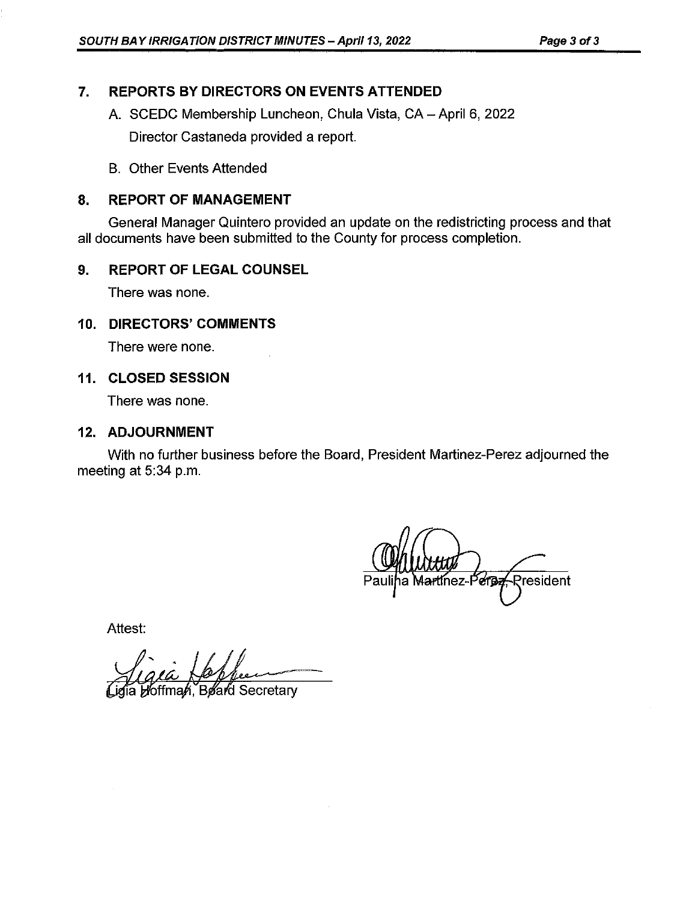## 7. REPORTS BY DIRECTORS ON EVENTS ATTENDED

A. SCEDC Membership Luncheon, Chula Vista, CA – April 6, 2022

Director Castaneda provided a report.

B. Other Events Attended

## 8. REPORT OF MANAGEMENT

General Manager Quintero provided an update on the redistricting process and that all documents have been submitted to the County for process completion.

## 9. REPORT OF LEGAL COUNSEL

There was none.

## 10. DIRECTORS' COMMENTS

There were none.

## 11. CLOSED SESSION

There was none.

## 12. ADJOURNMENT

With no further business before the Board, President Martinez-Perez adjourned the meeting at 5:34 p.m.

Paulina Martinez-Perez, President

Attest:

Ligia Hoffman, Board Secretary